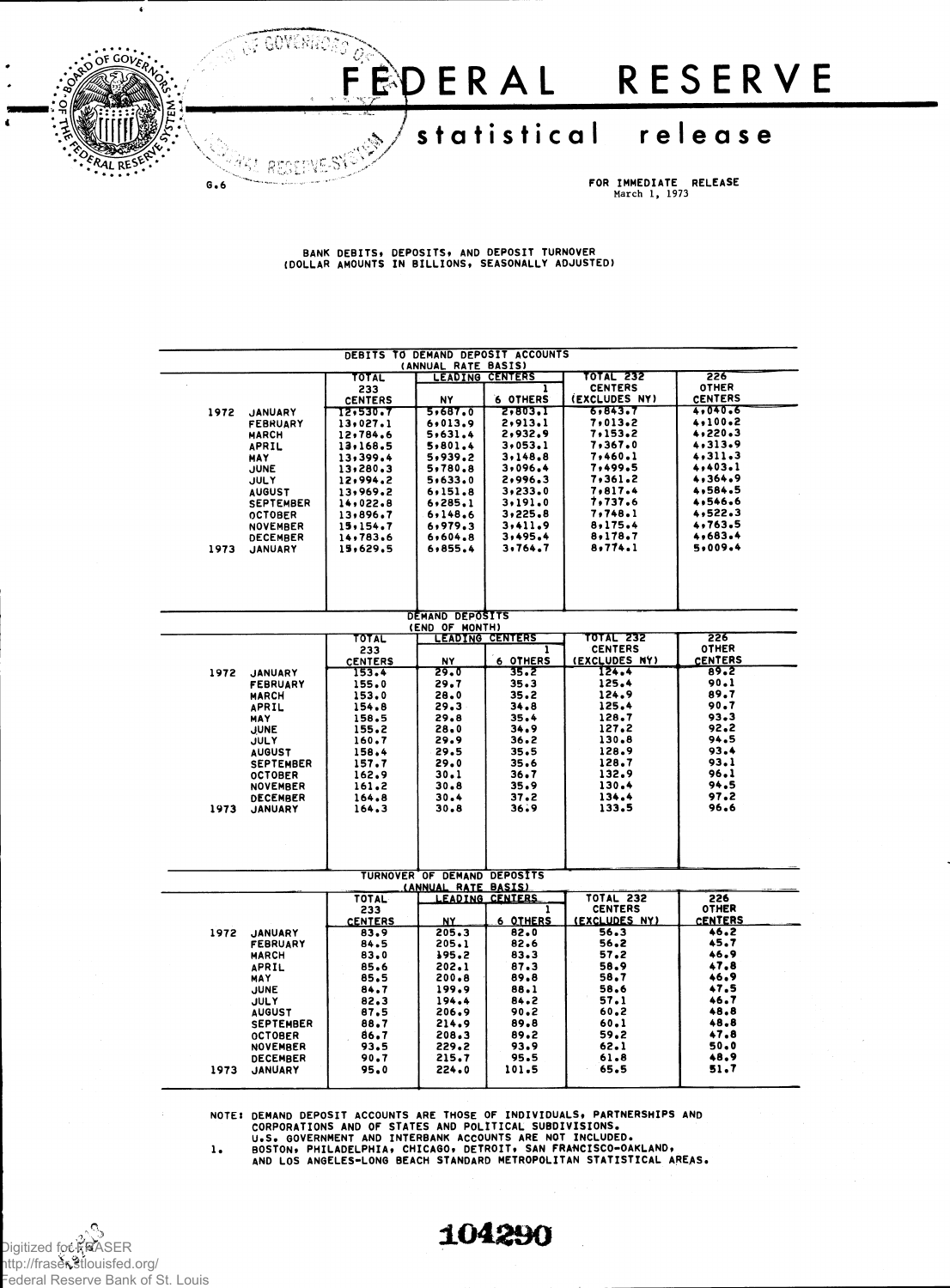# FEDERAL RESERVE

## statistical release

G.6

FOR IMMEDIATE RELEASE
March 1, 1973

BANK DEBITS, DEPOSITS, AND DEPOSIT TURNOVER
(DOLLAR AMOUNTS IN BILLIONS, SEASONALLY ADJUSTED)

**DEBITS TO DEMAND DEPOSIT ACCOUNTS (ANNUAL RATE BASIS)**

| | | TOTAL 233 CENTERS | LEADING CENTERS | | TOTAL 232 CENTERS (EXCLUDES NY) | 226 OTHER CENTERS |
|---|---|---|---|---|---|---|
| | | | NY | 6 OTHERS 1 | | |
| 1972 | JANUARY | 12,530.7 | 5,687.0 | 2,803.1 | 6,843.7 | 4,040.6 |
| | FEBRUARY | 13,027.1 | 6,013.9 | 2,913.1 | 7,013.2 | 4,100.2 |
| | MARCH | 12,784.6 | 5,631.4 | 2,932.9 | 7,153.2 | 4,220.3 |
| | APRIL | 13,168.5 | 5,801.4 | 3,053.1 | 7,367.0 | 4,313.9 |
| | MAY | 13,399.4 | 5,939.2 | 3,148.8 | 7,460.1 | 4,311.3 |
| | JUNE | 13,280.3 | 5,780.8 | 3,096.4 | 7,499.5 | 4,403.1 |
| | JULY | 12,994.2 | 5,633.0 | 2,996.3 | 7,361.2 | 4,364.9 |
| | AUGUST | 13,969.2 | 6,151.8 | 3,233.0 | 7,817.4 | 4,584.5 |
| | SEPTEMBER | 14,022.8 | 6,285.1 | 3,191.0 | 7,737.6 | 4,546.6 |
| | OCTOBER | 13,896.7 | 6,148.6 | 3,225.8 | 7,748.1 | 4,522.3 |
| | NOVEMBER | 15,154.7 | 6,979.3 | 3,411.9 | 8,175.4 | 4,763.5 |
| | DECEMBER | 14,783.6 | 6,604.8 | 3,495.4 | 8,178.7 | 4,683.4 |
| 1973 | JANUARY | 15,629.5 | 6,855.4 | 3,764.7 | 8,774.1 | 5,009.4 |

**DEMAND DEPOSITS (END OF MONTH)**

| | | TOTAL 233 CENTERS | LEADING CENTERS | | TOTAL 232 CENTERS (EXCLUDES NY) | 226 OTHER CENTERS |
|---|---|---|---|---|---|---|
| | | | NY | 6 OTHERS 1 | | |
| 1972 | JANUARY | 153.4 | 29.0 | 35.2 | 124.4 | 89.2 |
| | FEBRUARY | 155.0 | 29.7 | 35.3 | 125.4 | 90.1 |
| | MARCH | 153.0 | 28.0 | 35.2 | 124.9 | 89.7 |
| | APRIL | 154.8 | 29.3 | 34.8 | 125.4 | 90.7 |
| | MAY | 158.5 | 29.8 | 35.4 | 128.7 | 93.3 |
| | JUNE | 155.2 | 28.0 | 34.9 | 127.2 | 92.2 |
| | JULY | 160.7 | 29.9 | 36.2 | 130.8 | 94.5 |
| | AUGUST | 158.4 | 29.5 | 35.5 | 128.9 | 93.4 |
| | SEPTEMBER | 157.7 | 29.0 | 35.6 | 128.7 | 93.1 |
| | OCTOBER | 162.9 | 30.1 | 36.7 | 132.9 | 96.1 |
| | NOVEMBER | 161.2 | 30.8 | 35.9 | 130.4 | 94.5 |
| | DECEMBER | 164.8 | 30.4 | 37.2 | 134.4 | 97.2 |
| 1973 | JANUARY | 164.3 | 30.8 | 36.9 | 133.5 | 96.6 |

**TURNOVER OF DEMAND DEPOSITS (ANNUAL RATE BASIS)**

| | | TOTAL 233 CENTERS | LEADING CENTERS | | TOTAL 232 CENTERS (EXCLUDES NY) | 226 OTHER CENTERS |
|---|---|---|---|---|---|---|
| | | | NY | 6 OTHERS 1 | | |
| 1972 | JANUARY | 83.9 | 205.3 | 82.0 | 56.3 | 46.2 |
| | FEBRUARY | 84.5 | 205.1 | 82.6 | 56.2 | 45.7 |
| | MARCH | 83.0 | 195.2 | 83.3 | 57.2 | 46.9 |
| | APRIL | 85.6 | 202.1 | 87.3 | 58.9 | 47.8 |
| | MAY | 85.5 | 200.8 | 89.8 | 58.7 | 46.9 |
| | JUNE | 84.7 | 199.9 | 88.1 | 58.6 | 47.5 |
| | JULY | 82.3 | 194.4 | 84.2 | 57.1 | 46.7 |
| | AUGUST | 87.5 | 206.9 | 90.2 | 60.2 | 48.8 |
| | SEPTEMBER | 88.7 | 214.9 | 89.8 | 60.1 | 48.8 |
| | OCTOBER | 86.7 | 208.3 | 89.2 | 59.2 | 47.8 |
| | NOVEMBER | 93.5 | 229.2 | 93.9 | 62.1 | 50.0 |
| | DECEMBER | 90.7 | 215.7 | 95.5 | 61.8 | 48.9 |
| 1973 | JANUARY | 95.0 | 224.0 | 101.5 | 65.5 | 51.7 |

NOTE: DEMAND DEPOSIT ACCOUNTS ARE THOSE OF INDIVIDUALS, PARTNERSHIPS AND CORPORATIONS AND OF STATES AND POLITICAL SUBDIVISIONS. U.S. GOVERNMENT AND INTERBANK ACCOUNTS ARE NOT INCLUDED.

1. BOSTON, PHILADELPHIA, CHICAGO, DETROIT, SAN FRANCISCO-OAKLAND, AND LOS ANGELES-LONG BEACH STANDARD METROPOLITAN STATISTICAL AREAS.

104290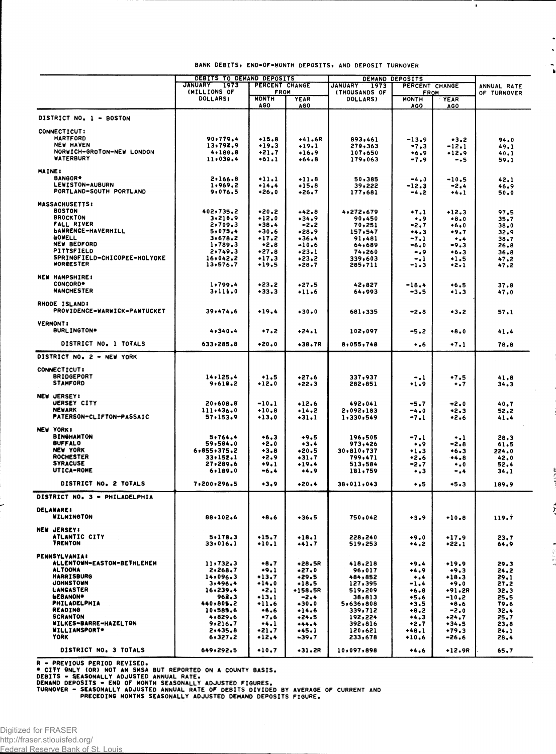BANK DEBITS, END-OF-MONTH DEPOSITS, AND DEPOSIT TURNOVER

| | DEBITS TO DEMAND DEPOSITS | | | DEMAND DEPOSITS | | | ANNUAL RATE OF TURNOVER |
|---|---|---|---|---|---|---|---|
| | JANUARY 1973 (MILLIONS OF DOLLARS) | PERCENT CHANGE FROM | | JANUARY 1973 (THOUSANDS OF DOLLARS) | PERCENT CHANGE FROM | | |
| | | MONTH AGO | YEAR AGO | | MONTH AGO | YEAR AGO | |
| **DISTRICT NO. 1 - BOSTON** | | | | | | | |
| **CONNECTICUT:** | | | | | | | |
| HARTFORD | 90,779.4 | +15.8 | +41.6R | 893,461 | -13.9 | +3.2 | 94.0 |
| NEW HAVEN | 13,792.9 | +19.3 | +19.1 | 270,363 | -7.3 | -12.1 | 49.1 |
| NORWICH-GROTON-NEW LONDON | 4,180.8 | +21.7 | +16.9 | 107,650 | +6.9 | +12.9 | 40.1 |
| WATERBURY | 11,038.4 | +61.1 | +64.8 | 179,063 | -7.9 | -.5 | 59.1 |
| **MAINE:** | | | | | | | |
| BANGOR* | 2,166.8 | +11.1 | +11.8 | 50,385 | -4.0 | -10.5 | 42.1 |
| LEWISTON-AUBURN | 1,969.2 | +14.4 | +15.8 | 39,222 | -12.3 | -2.4 | 46.9 |
| PORTLAND-SOUTH PORTLAND | 9,076.5 | +26.0 | +26.7 | 177,681 | -4.2 | +4.1 | 50.0 |
| **MASSACHUSETTS:** | | | | | | | |
| BOSTON | 402,735.2 | +20.2 | +42.8 | 4,272,679 | +7.1 | +12.3 | 97.5 |
| BROCKTON | 3,210.9 | +12.0 | +34.9 | 90,450 | +.9 | +8.0 | 35.7 |
| FALL RIVER | 2,709.3 | +38.4 | -2.2 | 70,251 | -2.7 | +6.0 | 38.0 |
| LAWRENCE-HAVERHILL | 5,079.4 | +30.6 | +28.9 | 157,547 | +4.3 | +9.7 | 32.9 |
| LOWELL | 3,678.2 | +17.2 | +36.4 | 91,481 | -7.1 | +.4 | 38.7 |
| NEW BEDFORD | 1,789.3 | +2.8 | -10.6 | 64,689 | -6.0 | -9.3 | 26.8 |
| PITTSFIELD | 2,749.3 | +27.8 | +23.1 | 74,260 | -.9 | +6.3 | 36.8 |
| SPRINGFIELD-CHICOPEE-HOLYOKE | 16,042.2 | +17.3 | +23.2 | 339,603 | -.1 | +1.5 | 47.2 |
| WORCESTER | 13,576.7 | +19.5 | +28.7 | 285,711 | -1.3 | +2.1 | 47.2 |
| **NEW HAMPSHIRE:** | | | | | | | |
| CONCORD* | 1,799.4 | +23.2 | +27.5 | 42,827 | -18.4 | +6.5 | 37.8 |
| MANCHESTER | 3,111.0 | +33.3 | +11.6 | 64,993 | -3.5 | +1.3 | 47.0 |
| **RHODE ISLAND:** | | | | | | | |
| PROVIDENCE-WARWICK-PAWTUCKET | 39,474.6 | +19.4 | +30.0 | 681,335 | -2.8 | +3.2 | 57.1 |
| **VERMONT:** | | | | | | | |
| BURLINGTON* | 4,340.4 | +7.2 | +24.1 | 102,097 | -5.2 | +8.0 | 41.4 |
| DISTRICT NO. 1 TOTALS | 633,285.8 | +20.0 | +38.7R | 8,055,748 | +.6 | +7.1 | 78.8 |
| **DISTRICT NO. 2 - NEW YORK** | | | | | | | |
| **CONNECTICUT:** | | | | | | | |
| BRIDGEPORT | 14,125.4 | +1.5 | +27.6 | 337,937 | -.1 | +7.5 | 41.8 |
| STAMFORD | 9,618.2 | +12.0 | +22.3 | 282,851 | +1.9 | +.7 | 34.3 |
| **NEW JERSEY:** | | | | | | | |
| JERSEY CITY | 20,608.8 | -10.1 | +12.6 | 492,041 | -5.7 | -2.0 | 40.7 |
| NEWARK | 111,436.0 | +10.8 | +14.2 | 2,092,183 | -4.0 | +2.3 | 52.2 |
| PATERSON-CLIFTON-PASSAIC | 57,153.9 | +13.0 | +31.1 | 1,330,549 | -7.1 | +2.6 | 41.4 |
| **NEW YORK:** | | | | | | | |
| BINGHAMTON | 5,764.4 | +6.3 | +9.5 | 196,505 | -7.1 | +.1 | 28.3 |
| BUFFALO | 59,584.0 | +2.0 | +3.4 | 973,426 | +.9 | -2.8 | 61.5 |
| NEW YORK | 6,855,375.2 | +3.8 | +20.5 | 30,810,737 | +1.3 | +6.3 | 224.0 |
| ROCHESTER | 33,152.1 | +2.9 | +31.7 | 799,471 | +2.6 | +4.8 | 42.0 |
| SYRACUSE | 27,289.6 | +9.1 | +19.4 | 513,584 | -2.7 | +.0 | 52.4 |
| UTICA-ROME | 6,189.0 | -6.4 | +4.9 | 181,759 | +.3 | -.4 | 34.1 |
| DISTRICT NO. 2 TOTALS | 7,200,296.5 | +3.9 | +20.4 | 38,011,043 | +.5 | +5.3 | 189.9 |
| **DISTRICT NO. 3 - PHILADELPHIA** | | | | | | | |
| **DELAWARE:** | | | | | | | |
| WILMINGTON | 88,102.6 | +8.6 | +36.5 | 750,042 | +3.9 | +10.8 | 119.7 |
| **NEW JERSEY:** | | | | | | | |
| ATLANTIC CITY | 5,178.3 | +15.7 | +18.1 | 228,240 | +9.0 | +17.9 | 23.7 |
| TRENTON | 33,016.1 | +10.1 | +41.7 | 519,253 | +4.2 | +22.1 | 64.9 |
| **PENNSYLVANIA:** | | | | | | | |
| ALLENTOWN-EASTON-BETHLEHEM | 11,732.3 | +8.7 | +28.5R | 418,218 | +9.4 | +19.9 | 29.3 |
| ALTOONA | 2,268.7 | +9.1 | +27.0 | 96,017 | +4.9 | +9.3 | 24.2 |
| HARRISBURG | 14,096.3 | +13.7 | +29.5 | 484,852 | +.4 | +18.3 | 29.1 |
| JOHNSTOWN | 3,496.4 | +14.0 | +18.5 | 127,395 | -1.4 | +9.0 | 27.2 |
| LANCASTER | 16,239.4 | +2.1 | +158.5R | 519,209 | +6.8 | +91.2R | 32.3 |
| LEBANON* | 962.3 | +13.1 | -2.4 | 38,813 | +5.6 | -10.2 | 25.5 |
| PHILADELPHIA | 440,805.2 | +11.6 | +30.0 | 5,636,808 | +3.5 | +8.6 | 79.6 |
| READING | 10,585.6 | +6.6 | +14.6 | 339,712 | +8.2 | -2.0 | 32.4 |
| SCRANTON | 4,829.6 | +7.6 | +24.5 | 192,224 | +4.3 | +24.7 | 25.7 |
| WILKES-BARRE-HAZELTON | 9,216.7 | +4.1 | +44.4 | 392,816 | +2.7 | +34.5 | 23.8 |
| WILLIAMSPORT* | 2,435.8 | +21.7 | +45.1 | 120,621 | +48.1 | +79.3 | 24.1 |
| YORK | 6,327.2 | +12.4 | -39.7 | 233,678 | +10.6 | -26.6 | 28.4 |
| DISTRICT NO. 3 TOTALS | 649,292.5 | +10.7 | +31.2R | 10,097,898 | +4.6 | +12.9R | 65.7 |

R - PREVIOUS PERIOD REVISED.
* CITY ONLY (OR) NOT AN SMSA BUT REPORTED ON A COUNTY BASIS.
DEBITS - SEASONALLY ADJUSTED ANNUAL RATE.
DEMAND DEPOSITS - END OF MONTH SEASONALLY ADJUSTED FIGURES.
TURNOVER - SEASONALLY ADJUSTED ANNUAL RATE OF DEBITS DIVIDED BY AVERAGE OF CURRENT AND PRECEDING MONTHS SEASONALLY ADJUSTED DEMAND DEPOSITS FIGURE.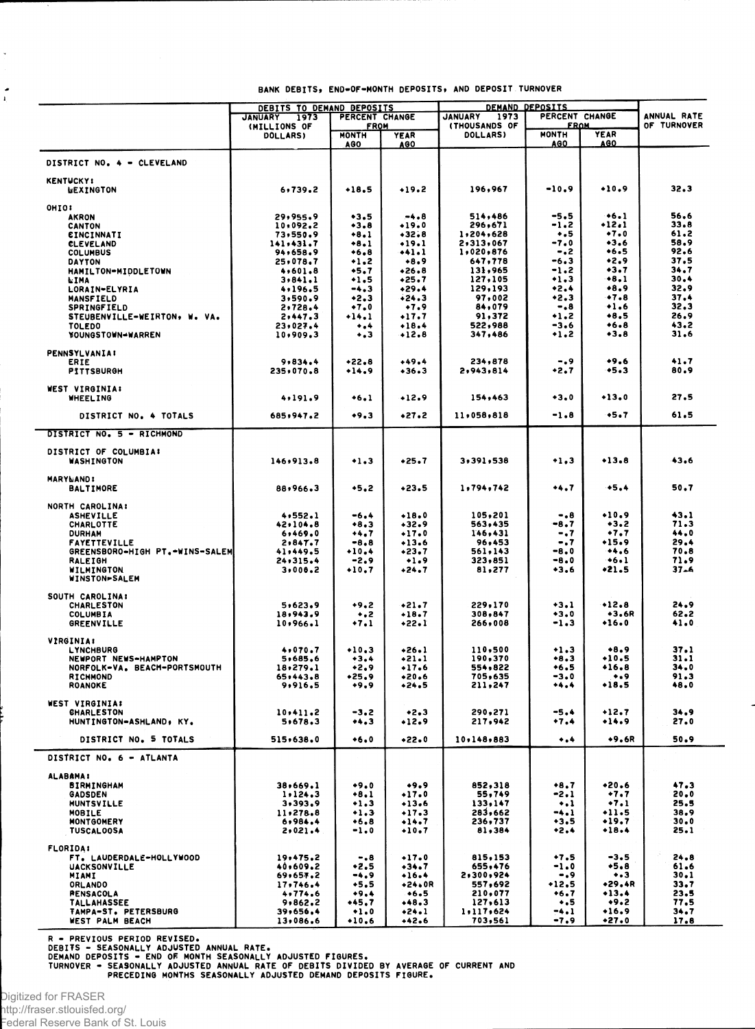BANK DEBITS, END-OF-MONTH DEPOSITS, AND DEPOSIT TURNOVER

| | DEBITS TO DEMAND DEPOSITS | | | DEMAND DEPOSITS | | | ANNUAL RATE OF TURNOVER |
|---|---|---|---|---|---|---|---|
| | JANUARY 1973 (MILLIONS OF DOLLARS) | PERCENT CHANGE FROM | | JANUARY 1973 (THOUSANDS OF DOLLARS) | PERCENT CHANGE FROM | | |
| | | MONTH AGO | YEAR AGO | | MONTH AGO | YEAR AGO | |
| **DISTRICT NO. 4 - CLEVELAND** | | | | | | | |
| KENTUCKY: | | | | | | | |
| LEXINGTON | 6,739.2 | +18.5 | +19.2 | 196,967 | -10.9 | +10.9 | 32.3 |
| OHIO: | | | | | | | |
| AKRON | 29,955.9 | +3.5 | -4.8 | 514,486 | -5.5 | +6.1 | 56.6 |
| CANTON | 10,092.2 | +3.8 | +19.0 | 296,671 | -1.2 | +12.1 | 33.8 |
| CINCINNATI | 73,550.9 | +8.1 | +32.8 | 1,204,628 | +.5 | +7.0 | 61.2 |
| CLEVELAND | 141,431.7 | +8.1 | +19.1 | 2,313,067 | -7.0 | +3.6 | 58.9 |
| COLUMBUS | 94,658.9 | +6.8 | +41.1 | 1,020,876 | -.2 | +6.5 | 92.6 |
| DAYTON | 25,078.7 | +1.2 | +8.9 | 647,778 | -6.3 | +2.9 | 37.5 |
| HAMILTON-MIDDLETOWN | 4,601.8 | +5.7 | +26.8 | 131,965 | -1.2 | +3.7 | 34.7 |
| LIMA | 3,841.1 | +1.5 | +25.7 | 127,105 | +1.3 | +8.1 | 30.4 |
| LORAIN-ELYRIA | 4,196.5 | -4.3 | +29.4 | 129,193 | +2.4 | +8.9 | 32.9 |
| MANSFIELD | 3,590.9 | +2.3 | +24.3 | 97,002 | +2.3 | +7.8 | 37.4 |
| SPRINGFIELD | 2,728.4 | +7.0 | +7.9 | 84,079 | -.8 | +1.6 | 32.3 |
| STEUBENVILLE-WEIRTON, W. VA. | 2,447.3 | +14.1 | +17.7 | 91,372 | +1.2 | +8.5 | 26.9 |
| TOLEDO | 23,027.4 | +.4 | +18.4 | 522,988 | -3.6 | +6.8 | 43.2 |
| YOUNGSTOWN-WARREN | 10,909.3 | +.3 | +12.8 | 347,486 | +1.2 | +3.8 | 31.6 |
| PENNSYLVANIA: | | | | | | | |
| ERIE | 9,834.4 | +22.8 | +49.4 | 234,878 | -.9 | +9.6 | 41.7 |
| PITTSBURGH | 235,070.8 | +14.9 | +36.3 | 2,943,814 | +2.7 | +5.3 | 80.9 |
| WEST VIRGINIA: | | | | | | | |
| WHEELING | 4,191.9 | +6.1 | +12.9 | 154,463 | +3.0 | +13.0 | 27.5 |
| DISTRICT NO. 4 TOTALS | 685,947.2 | +9.3 | +27.2 | 11,058,818 | -1.8 | +5.7 | 61.5 |
| **DISTRICT NO. 5 - RICHMOND** | | | | | | | |
| DISTRICT OF COLUMBIA: | | | | | | | |
| WASHINGTON | 146,913.8 | +1.3 | +25.7 | 3,391,538 | +1.3 | +13.8 | 43.6 |
| MARYLAND: | | | | | | | |
| BALTIMORE | 88,966.3 | +5.2 | +23.5 | 1,794,742 | +4.7 | +5.4 | 50.7 |
| NORTH CAROLINA: | | | | | | | |
| ASHEVILLE | 4,552.1 | -6.4 | +18.0 | 105,201 | -.8 | +10.9 | 43.1 |
| CHARLOTTE | 42,104.8 | +8.3 | +32.9 | 563,435 | -8.7 | +3.2 | 71.3 |
| DURHAM | 6,469.0 | +4.7 | +17.0 | 146,431 | -.7 | +7.7 | 44.0 |
| FAYETTEVILLE | 2,847.7 | -8.8 | +13.6 | 96,453 | -.7 | +15.9 | 29.4 |
| GREENSBORO-HIGH PT.-WINS-SALEM | 41,449.5 | +10.4 | +23.7 | 561,143 | -8.0 | +4.6 | 70.8 |
| RALEIGH | 24,315.4 | -2.9 | +1.9 | 323,851 | -8.0 | +6.1 | 71.9 |
| WILMINGTON | 3,008.2 | +10.7 | +24.7 | 81,277 | +3.6 | +21.5 | 37.6 |
| WINSTON-SALEM | | | | | | | |
| SOUTH CAROLINA: | | | | | | | |
| CHARLESTON | 5,623.9 | +9.2 | +21.7 | 229,170 | +3.1 | +12.8 | 24.9 |
| COLUMBIA | 18,943.9 | +.2 | +18.7 | 308,847 | +3.0 | +3.6R | 62.2 |
| GREENVILLE | 10,966.1 | +7.1 | +22.1 | 266,008 | -1.3 | +16.0 | 41.0 |
| VIRGINIA: | | | | | | | |
| LYNCHBURG | 4,070.7 | +10.3 | +26.1 | 110,500 | +1.3 | +8.9 | 37.1 |
| NEWPORT NEWS-HAMPTON | 5,685.6 | +3.4 | +21.1 | 190,370 | +8.3 | +10.5 | 31.1 |
| NORFOLK-VA. BEACH-PORTSMOUTH | 18,279.1 | +2.9 | +17.6 | 554,822 | +6.5 | +16.8 | 34.0 |
| RICHMOND | 65,443.8 | +25.9 | +20.6 | 705,635 | -3.0 | +.9 | 91.3 |
| ROANOKE | 9,916.5 | +9.9 | +24.5 | 211,247 | +4.4 | +18.5 | 48.0 |
| WEST VIRGINIA: | | | | | | | |
| CHARLESTON | 10,411.2 | -3.2 | +2.3 | 290,271 | -5.4 | +12.7 | 34.9 |
| HUNTINGTON-ASHLAND, KY. | 5,678.3 | +4.3 | +12.9 | 217,942 | +7.4 | +14.9 | 27.0 |
| DISTRICT NO. 5 TOTALS | 515,638.0 | +6.0 | +22.0 | 10,148,883 | +.4 | +9.6R | 50.9 |
| **DISTRICT NO. 6 - ATLANTA** | | | | | | | |
| ALABAMA: | | | | | | | |
| BIRMINGHAM | 38,669.1 | +9.0 | +9.9 | 852,318 | +8.7 | +20.6 | 47.3 |
| GADSDEN | 1,124.3 | +8.1 | +17.0 | 55,749 | -2.1 | +7.7 | 20.0 |
| HUNTSVILLE | 3,393.9 | +1.3 | +13.6 | 133,147 | +.1 | +7.1 | 25.5 |
| MOBILE | 11,278.8 | +1.3 | +17.3 | 283,662 | -4.1 | +11.5 | 38.9 |
| MONTGOMERY | 6,984.4 | +6.8 | +14.7 | 236,737 | +3.5 | +19.7 | 30.0 |
| TUSCALOOSA | 2,021.4 | -1.0 | +10.7 | 81,384 | +2.4 | +18.4 | 25.1 |
| FLORIDA: | | | | | | | |
| FT. LAUDERDALE-HOLLYWOOD | 19,475.2 | -.8 | +17.0 | 815,153 | +7.5 | -3.5 | 24.8 |
| JACKSONVILLE | 40,609.2 | +2.5 | +34.7 | 655,476 | -1.0 | +5.8 | 61.6 |
| MIAMI | 69,657.2 | -4.9 | +16.4 | 2,300,924 | -.9 | +.3 | 30.1 |
| ORLANDO | 17,746.4 | +5.5 | +24.0R | 557,692 | +12.5 | +29.4R | 33.7 |
| PENSACOLA | 4,774.6 | +9.4 | +6.5 | 210,077 | +6.7 | +13.4 | 23.5 |
| TALLAHASSEE | 9,862.2 | +45.7 | +48.3 | 127,613 | +.5 | +9.2 | 77.5 |
| TAMPA-ST. PETERSBURG | 39,656.4 | +1.0 | +24.1 | 1,117,624 | -4.1 | +16.9 | 34.7 |
| WEST PALM BEACH | 13,086.6 | +10.6 | +42.6 | 703,561 | -7.9 | +27.0 | 17.8 |

R - PREVIOUS PERIOD REVISED.
DEBITS - SEASONALLY ADJUSTED ANNUAL RATE.
DEMAND DEPOSITS - END OF MONTH SEASONALLY ADJUSTED FIGURES.
TURNOVER - SEASONALLY ADJUSTED ANNUAL RATE OF DEBITS DIVIDED BY AVERAGE OF CURRENT AND PRECEDING MONTHS SEASONALLY ADJUSTED DEMAND DEPOSITS FIGURE.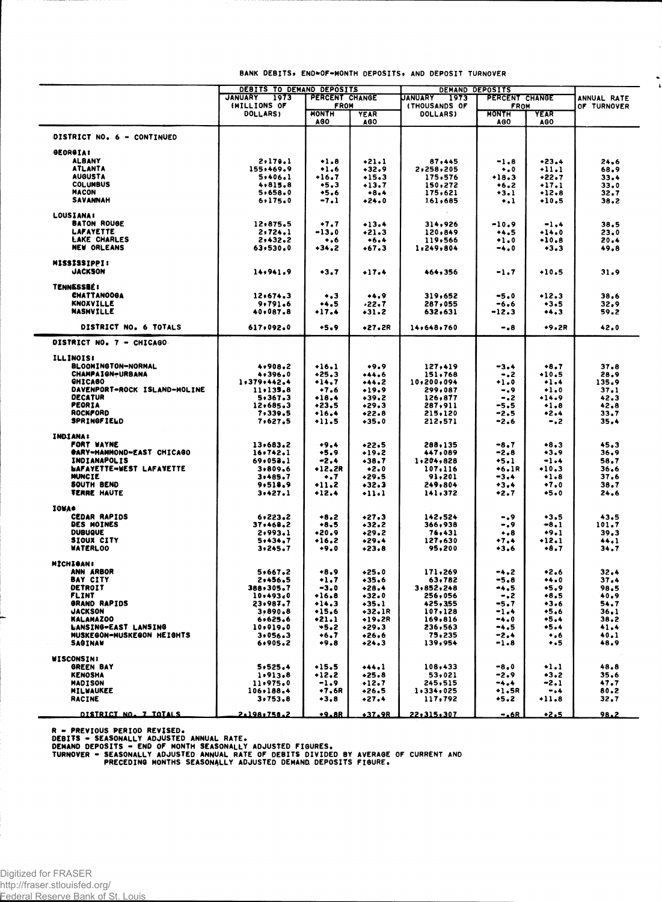BANK DEBITS, END-OF-MONTH DEPOSITS, AND DEPOSIT TURNOVER

| | DEBITS TO DEMAND DEPOSITS | | | DEMAND DEPOSITS | | | ANNUAL RATE OF TURNOVER |
|---|---|---|---|---|---|---|---|
| | JANUARY 1973 (MILLIONS OF DOLLARS) | PERCENT CHANGE FROM | | JANUARY 1973 (THOUSANDS OF DOLLARS) | PERCENT CHANGE FROM | | |
| | | MONTH AGO | YEAR AGO | | MONTH AGO | YEAR AGO | |
| **DISTRICT NO. 6 - CONTINUED** | | | | | | | |
| **GEORGIA:** | | | | | | | |
| ALBANY | 2,170.1 | +1.8 | +21.1 | 87,445 | -1.8 | +23.4 | 24.6 |
| ATLANTA | 155,469.9 | +1.6 | +32.9 | 2,258,205 | +.0 | +11.1 | 68.9 |
| AUGUSTA | 5,406.1 | +16.7 | +15.3 | 175,576 | +18.3 | +22.7 | 33.4 |
| COLUMBUS | 4,815.8 | +5.3 | +13.7 | 150,272 | +6.2 | +17.1 | 33.0 |
| MACON | 5,658.0 | +5.6 | +8.4 | 175,621 | +3.1 | +12.8 | 32.7 |
| SAVANNAH | 6,175.0 | -7.1 | +24.0 | 161,685 | +.1 | +10.5 | 38.2 |
| **LOUSIANA:** | | | | | | | |
| BATON ROUGE | 12,875.5 | +7.7 | +13.4 | 314,926 | -10.9 | -1.4 | 38.5 |
| LAFAYETTE | 2,724.1 | -13.0 | +21.3 | 120,849 | +4.5 | +14.0 | 23.0 |
| LAKE CHARLES | 2,432.2 | +.6 | +6.4 | 119,566 | +1.0 | +10.8 | 20.4 |
| NEW ORLEANS | 63,530.0 | +34.2 | +67.3 | 1,249,804 | -4.0 | +3.3 | 49.8 |
| **MISSISSIPPI:** | | | | | | | |
| JACKSON | 14,941.9 | +3.7 | +17.4 | 464,356 | -1.7 | +10.5 | 31.9 |
| **TENNESSEE:** | | | | | | | |
| CHATTANOOGA | 12,674.3 | +.3 | +4.9 | 319,652 | -5.0 | +12.3 | 38.6 |
| KNOXVILLE | 9,791.6 | +4.5 | +22.7 | 287,055 | -6.6 | +3.5 | 32.9 |
| NASHVILLE | 40,087.8 | +17.4 | +31.2 | 632,631 | -12.3 | +4.3 | 59.2 |
| DISTRICT NO. 6 TOTALS | 617,092.0 | +5.9 | +27.2R | 14,648,760 | -.8 | +9.2R | 42.0 |
| **DISTRICT NO. 7 - CHICAGO** | | | | | | | |
| **ILLINOIS:** | | | | | | | |
| BLOOMINGTON-NORMAL | 4,908.2 | +16.1 | +9.9 | 127,419 | -3.4 | +8.7 | 37.8 |
| CHAMPAIGN-URBANA | 4,396.0 | +25.3 | +44.6 | 151,768 | -.2 | +10.5 | 28.9 |
| CHICAGO | 1,379,442.4 | +14.7 | +44.2 | 10,200,094 | +1.0 | +1.4 | 135.9 |
| DAVENPORT-ROCK ISLAND-MOLINE | 11,135.8 | +7.6 | +19.9 | 299,087 | -.9 | +1.0 | 37.1 |
| DECATUR | 5,367.3 | +18.4 | +39.2 | 126,877 | -.2 | +14.9 | 42.3 |
| PEORIA | 12,685.3 | +23.5 | +29.3 | 287,911 | -5.5 | +1.8 | 42.8 |
| ROCKFORD | 7,339.5 | +16.4 | +22.8 | 215,120 | -2.5 | +2.4 | 33.7 |
| SPRINGFIELD | 7,627.5 | +11.5 | +35.0 | 212,571 | -2.6 | -.2 | 35.4 |
| **INDIANA:** | | | | | | | |
| FORT WAYNE | 13,683.2 | +9.4 | +22.5 | 288,135 | -8.7 | +8.3 | 45.3 |
| GARY-HAMMOND-EAST CHICAGO | 16,742.1 | +5.9 | +19.2 | 447,089 | -2.8 | +3.9 | 36.9 |
| INDIANAPOLIS | 69,058.1 | -2.4 | +38.7 | 1,204,828 | +5.1 | -1.4 | 58.7 |
| LAFAYETTE-WEST LAFAYETTE | 3,809.6 | +12.2R | +2.0 | 107,116 | +6.1R | +10.3 | 36.6 |
| MUNCIE | 3,485.7 | +.7 | +29.5 | 91,201 | -3.4 | +1.8 | 37.6 |
| SOUTH BEND | 9,518.9 | +11.2 | +32.3 | 249,804 | +3.4 | +7.0 | 38.7 |
| TERRE HAUTE | 3,427.1 | +12.4 | +11.1 | 141,372 | +2.7 | +5.0 | 24.6 |
| **IOWA:** | | | | | | | |
| CEDAR RAPIDS | 6,223.2 | +8.2 | +27.3 | 142,524 | -.9 | +3.5 | 43.5 |
| DES MOINES | 37,468.2 | +8.5 | +32.2 | 366,938 | -.9 | -8.1 | 101.7 |
| DUBUQUE | 2,993.1 | +20.9 | +29.2 | 76,431 | +.8 | +9.1 | 39.3 |
| SIOUX CITY | 5,434.7 | +16.2 | +29.4 | 127,630 | +7.4 | +12.1 | 44.1 |
| WATERLOO | 3,245.7 | +9.0 | +23.8 | 95,200 | +3.6 | +8.7 | 34.7 |
| **MICHIGAN:** | | | | | | | |
| ANN ARBOR | 5,667.2 | +8.9 | +25.0 | 171,269 | -4.2 | +2.6 | 32.4 |
| BAY CITY | 2,456.5 | +1.7 | +35.6 | 63,782 | -5.8 | +4.0 | 37.4 |
| DETROIT | 388,305.7 | -3.0 | +28.4 | 3,852,248 | -4.5 | +5.9 | 98.5 |
| FLINT | 10,493.0 | +16.8 | +32.0 | 256,056 | -.2 | +8.5 | 40.9 |
| GRAND RAPIDS | 23,987.7 | +14.3 | +35.1 | 425,355 | -5.7 | +3.6 | 54.7 |
| JACKSON | 3,890.8 | +15.6 | +32.1R | 107,128 | -1.4 | +5.6 | 36.1 |
| KALAMAZOO | 6,625.6 | +21.1 | +19.2R | 169,816 | -4.0 | +5.4 | 38.2 |
| LANSING-EAST LANSING | 10,019.0 | +5.2 | +29.3 | 236,563 | -4.5 | +5.4 | 41.4 |
| MUSKEGON-MUSKEGON HEIGHTS | 3,056.3 | +6.7 | +26.6 | 75,235 | -2.4 | +.6 | 40.1 |
| SAGINAW | 6,905.2 | +9.8 | +24.3 | 139,954 | -1.8 | +.5 | 48.9 |
| **WISCONSIN:** | | | | | | | |
| GREEN BAY | 5,525.4 | +15.5 | +44.1 | 108,433 | -8.0 | +1.1 | 48.8 |
| KENOSHA | 1,913.8 | +12.2 | +25.8 | 53,021 | -2.9 | +3.2 | 35.6 |
| MADISON | 11,975.0 | -1.9 | +12.7 | 245,515 | -4.4 | -2.1 | 47.7 |
| MILWAUKEE | 106,188.4 | +7.6R | +26.5 | 1,334,025 | +1.5R | -.4 | 80.2 |
| RACINE | 3,753.8 | +3.8 | +27.4 | 117,792 | +5.2 | +11.8 | 32.7 |
| DISTRICT NO. 7 TOTALS | 2,198,758.2 | +9.8R | +37.9R | 22,315,307 | -.6R | +2.5 | 98.2 |

R - PREVIOUS PERIOD REVISED.
DEBITS - SEASONALLY ADJUSTED ANNUAL RATE.
DEMAND DEPOSITS - END OF MONTH SEASONALLY ADJUSTED FIGURES.
TURNOVER - SEASONALLY ADJUSTED ANNUAL RATE OF DEBITS DIVIDED BY AVERAGE OF CURRENT AND PRECEDING MONTHS SEASONALLY ADJUSTED DEMAND DEPOSITS FIGURE.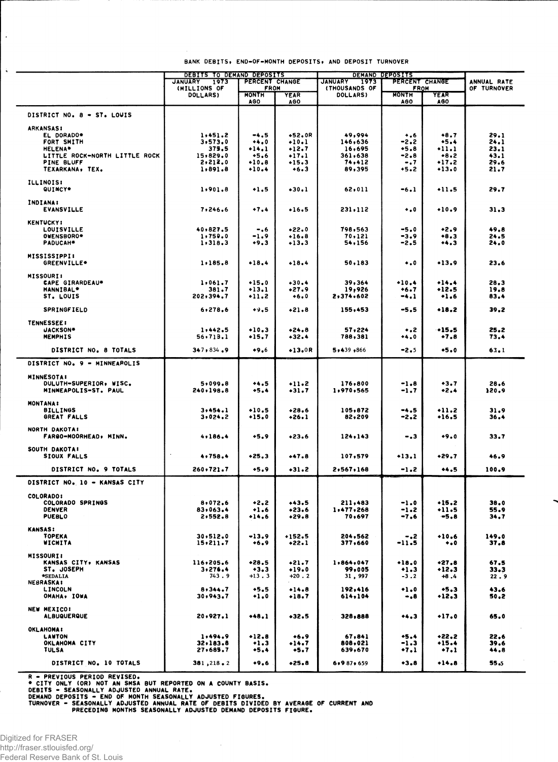BANK DEBITS, END-OF-MONTH DEPOSITS, AND DEPOSIT TURNOVER

| | DEBITS TO DEMAND DEPOSITS | | | DEMAND DEPOSITS | | | ANNUAL RATE OF TURNOVER |
|---|---|---|---|---|---|---|---|
| | JANUARY 1973 (MILLIONS OF DOLLARS) | PERCENT CHANGE FROM | | JANUARY 1973 (THOUSANDS OF DOLLARS) | PERCENT CHANGE FROM | | |
| | | MONTH AGO | YEAR AGO | | MONTH AGO | YEAR AGO | |
| **DISTRICT NO. 8 - ST. LOUIS** | | | | | | | |
| ARKANSAS: | | | | | | | |
| EL DORADO* | 1,451.2 | -4.5 | +52.0R | 49,994 | +.6 | +8.7 | 29.1 |
| FORT SMITH | 3,573.0 | +4.0 | +10.1 | 146,636 | -2.2 | +5.4 | 24.1 |
| HELENA* | 375.5 | +14.1 | +12.7 | 16,695 | +5.8 | +11.1 | 23.1 |
| LITTLE ROCK-NORTH LITTLE ROCK | 15,829.0 | +5.6 | +17.1 | 361,638 | -2.8 | +8.2 | 43.1 |
| PINE BLUFF | 2,212.0 | +10.8 | +15.3 | 74,412 | -.7 | +17.2 | 29.6 |
| TEXARKANA, TEX. | 1,891.8 | +10.4 | +6.3 | 89,395 | +5.2 | +13.0 | 21.7 |
| ILLINOIS: | | | | | | | |
| QUINCY* | 1,901.8 | +1.5 | +30.1 | 62,011 | -6.1 | +11.5 | 29.7 |
| INDIANA: | | | | | | | |
| EVANSVILLE | 7,246.6 | +7.4 | +16.5 | 231,112 | +.0 | +10.9 | 31.3 |
| KENTUCKY: | | | | | | | |
| LOUISVILLE | 40,827.5 | -.6 | +22.0 | 798,563 | -5.0 | +2.9 | 49.8 |
| OWENSBORO* | 1,759.0 | -1.9 | +16.8 | 70,121 | -3.9 | +8.3 | 24.5 |
| PADUCAH* | 1,318.3 | +9.3 | +13.3 | 54,156 | -2.5 | +4.3 | 24.0 |
| MISSISSIPPI: | | | | | | | |
| GREENVILLE* | 1,185.8 | +18.4 | +18.4 | 50,183 | +.0 | +13.9 | 23.6 |
| MISSOURI: | | | | | | | |
| CAPE GIRARDEAU* | 1,061.7 | +15.0 | +30.4 | 39,364 | +10.4 | +14.4 | 28.3 |
| HANNIBAL* | 381.7 | +13.1 | +27.9 | 19,926 | +6.7 | +12.5 | 19.8 |
| ST. LOUIS | 202,394.7 | +11.2 | +6.0 | 2,374,602 | -4.1 | +1.6 | 83.4 |
| SPRINGFIELD | 6,278.6 | +9.5 | +21.8 | 155,453 | -5.5 | +18.2 | 39.2 |
| TENNESSEE: | | | | | | | |
| JACKSON* | 1,442.5 | +10.3 | +24.8 | 57,224 | +.2 | +15.5 | 25.2 |
| MEMPHIS | 56,713.1 | +15.7 | +32.4 | 788,381 | +4.0 | +7.8 | 73.4 |
| DISTRICT NO. 8 TOTALS | 347,834.9 | +9.6 | +13.0R | 5,439,866 | -2.5 | +5.0 | 63.1 |
| **DISTRICT NO. 9 - MINNEAPOLIS** | | | | | | | |
| MINNESOTA: | | | | | | | |
| DULUTH-SUPERIOR, WISC. | 5,099.8 | +4.5 | +11.2 | 176,800 | -1.8 | +3.7 | 28.6 |
| MINNEAPOLIS-ST. PAUL | 240,198.8 | +5.4 | +31.7 | 1,970,565 | -1.7 | +2.4 | 120.9 |
| MONTANA: | | | | | | | |
| BILLINGS | 3,454.1 | +10.5 | +28.6 | 105,872 | -4.5 | +11.2 | 31.9 |
| GREAT FALLS | 3,024.2 | +15.0 | +26.1 | 82,209 | -2.2 | +16.5 | 36.4 |
| NORTH DAKOTA: | | | | | | | |
| FARGO-MOORHEAD, MINN. | 4,186.4 | +5.9 | +23.6 | 124,143 | -.3 | +9.0 | 33.7 |
| SOUTH DAKOTA: | | | | | | | |
| SIOUX FALLS | 4,758.4 | +25.3 | +47.8 | 107,579 | +13.1 | +29.7 | 46.9 |
| DISTRICT NO. 9 TOTALS | 260,721.7 | +5.9 | +31.2 | 2,567,168 | -1.2 | +4.5 | 100.9 |
| **DISTRICT NO. 10 - KANSAS CITY** | | | | | | | |
| COLORADO: | | | | | | | |
| COLORADO SPRINGS | 8,072.6 | +2.2 | +43.5 | 211,483 | -1.0 | +15.2 | 38.0 |
| DENVER | 83,063.4 | +1.6 | +23.6 | 1,477,268 | -1.2 | +11.5 | 55.9 |
| PUEBLO | 2,552.8 | +14.6 | +29.8 | 70,697 | -7.6 | -5.8 | 34.7 |
| KANSAS: | | | | | | | |
| TOPEKA | 30,512.0 | -13.9 | +152.5 | 204,562 | -.2 | +10.6 | 149.0 |
| WICHITA | 15,211.7 | +6.9 | +22.1 | 377,660 | -11.5 | +.0 | 37.8 |
| MISSOURI: | | | | | | | |
| KANSAS CITY, KANSAS | 116,205.6 | +28.5 | +21.7 | 1,864,047 | +18.0 | +27.8 | 67.5 |
| ST. JOSEPH | 3,276.4 | +3.3 | +19.0 | 99,005 | +1.3 | +12.3 | 33.3 |
| *SEDALIA | 743.9 | +13.3 | +20.2 | 31,997 | -3.2 | +8.4 | 22.9 |
| NEBRASKA: | | | | | | | |
| LINCOLN | 8,344.7 | +5.5 | +14.8 | 192,416 | +1.0 | +5.3 | 43.6 |
| OMAHA, IOWA | 30,943.7 | +1.0 | +18.7 | 614,104 | -.8 | +12.3 | 50.2 |
| NEW MEXICO: | | | | | | | |
| ALBUQUERQUE | 20,927.1 | +48.1 | +32.5 | 328,888 | +4.3 | +17.0 | 65.0 |
| OKLAHOMA: | | | | | | | |
| LAWTON | 1,494.9 | +12.8 | +6.9 | 67,841 | +5.4 | +22.2 | 22.6 |
| OKLAHOMA CITY | 32,183.8 | +1.3 | +14.7 | 808,021 | -1.3 | +15.4 | 39.6 |
| TULSA | 27,685.7 | +5.4 | +5.7 | 639,670 | +7.1 | +7.1 | 44.8 |
| DISTRICT NO. 10 TOTALS | 381,218.2 | +9.6 | +25.8 | 6,987,659 | +3.8 | +14.8 | 55.5 |

R - PREVIOUS PERIOD REVISED.
\* CITY ONLY (OR) NOT AN SMSA BUT REPORTED ON A COUNTY BASIS.
DEBITS - SEASONALLY ADJUSTED ANNUAL RATE.
DEMAND DEPOSITS - END OF MONTH SEASONALLY ADJUSTED FIGURES.
TURNOVER - SEASONALLY ADJUSTED ANNUAL RATE OF DEBITS DIVIDED BY AVERAGE OF CURRENT AND PRECEDING MONTHS SEASONALLY ADJUSTED DEMAND DEPOSITS FIGURE.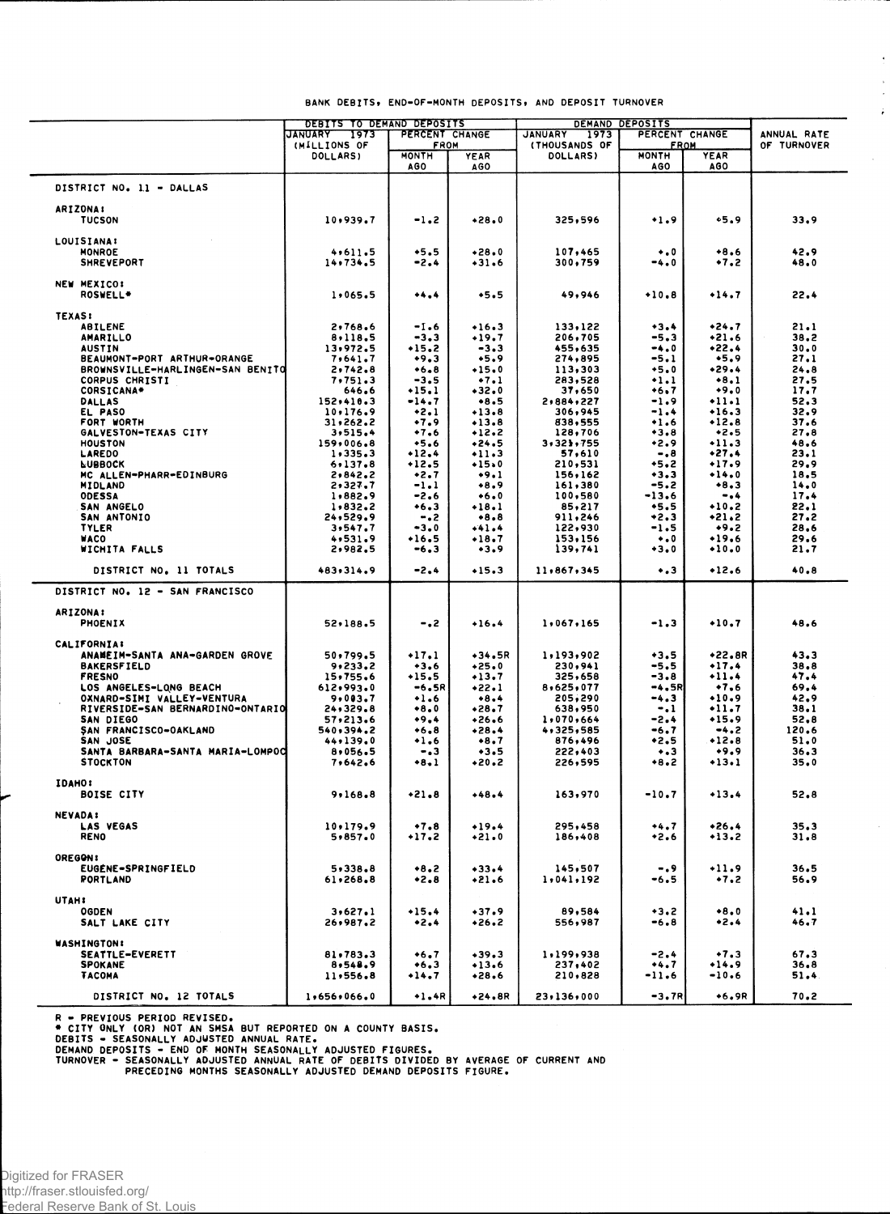BANK DEBITS, END-OF-MONTH DEPOSITS, AND DEPOSIT TURNOVER

| | DEBITS TO DEMAND DEPOSITS | | | DEMAND DEPOSITS | | | ANNUAL RATE OF TURNOVER |
|---|---|---|---|---|---|---|---|
| | JANUARY 1973 (MILLIONS OF DOLLARS) | PERCENT CHANGE FROM | | JANUARY 1973 (THOUSANDS OF DOLLARS) | PERCENT CHANGE FROM | | |
| | | MONTH AGO | YEAR AGO | | MONTH AGO | YEAR AGO | |
| DISTRICT NO. 11 - DALLAS | | | | | | | |
| ARIZONA: | | | | | | | |
| TUCSON | 10,939.7 | -1.2 | +28.0 | 325,596 | +1.9 | +5.9 | 33.9 |
| LOUISIANA: | | | | | | | |
| MONROE | 4,611.5 | +5.5 | +28.0 | 107,465 | +.0 | +8.6 | 42.9 |
| SHREVEPORT | 14,734.5 | -2.4 | +31.6 | 300,759 | -4.0 | +7.2 | 48.0 |
| NEW MEXICO: | | | | | | | |
| ROSWELL* | 1,065.5 | +4.4 | +5.5 | 49,946 | +10.8 | +14.7 | 22.4 |
| TEXAS: | | | | | | | |
| ABILENE | 2,768.6 | -1.6 | +16.3 | 133,122 | +3.4 | +24.7 | 21.1 |
| AMARILLO | 8,118.5 | -3.3 | +19.7 | 206,705 | -5.3 | +21.6 | 38.2 |
| AUSTIN | 13,972.5 | +15.2 | -3.3 | 455,635 | -4.0 | +22.4 | 30.0 |
| BEAUMONT-PORT ARTHUR-ORANGE | 7,641.7 | +9.3 | +5.9 | 274,895 | -5.1 | +5.9 | 27.1 |
| BROWNSVILLE-HARLINGEN-SAN BENITO | 2,742.8 | +6.8 | +15.0 | 113,303 | +5.0 | +29.4 | 24.8 |
| CORPUS CHRISTI | 7,751.3 | -3.5 | +7.1 | 283,528 | +1.1 | +8.1 | 27.5 |
| CORSICANA* | 646.6 | +15.1 | +32.0 | 37,650 | +6.7 | +9.0 | 17.7 |
| DALLAS | 152,410.3 | -14.7 | +8.5 | 2,884,227 | -1.9 | +11.1 | 52.3 |
| EL PASO | 10,176.9 | +2.1 | +13.8 | 306,945 | -1.4 | +16.3 | 32.9 |
| FORT WORTH | 31,262.2 | +7.9 | +13.8 | 838,555 | +1.6 | +12.8 | 37.6 |
| GALVESTON-TEXAS CITY | 3,515.4 | +7.6 | +12.2 | 128,706 | +3.8 | +2.5 | 27.8 |
| HOUSTON | 159,006.8 | +5.6 | +24.5 | 3,323,755 | +2.9 | +11.3 | 48.6 |
| LAREDO | 1,335.3 | +12.4 | +11.3 | 57,610 | -.8 | +27.4 | 23.1 |
| LUBBOCK | 6,137.8 | +12.5 | +15.0 | 210,531 | +5.2 | +17.9 | 29.9 |
| MC ALLEN-PHARR-EDINBURG | 2,842.2 | +2.7 | +9.1 | 156,162 | +3.3 | +14.0 | 18.5 |
| MIDLAND | 2,327.7 | -1.1 | +8.9 | 161,380 | -5.2 | +8.3 | 14.0 |
| ODESSA | 1,882.9 | -2.6 | +6.0 | 100,580 | -13.6 | -.4 | 17.4 |
| SAN ANGELO | 1,832.2 | +6.3 | +18.1 | 85,217 | +5.5 | +10.2 | 22.1 |
| SAN ANTONIO | 24,529.9 | -.2 | +8.8 | 911,246 | +2.3 | +21.2 | 27.2 |
| TYLER | 3,547.7 | -3.0 | +41.4 | 122,930 | -1.5 | +9.2 | 28.6 |
| WACO | 4,531.9 | +16.5 | +18.7 | 153,156 | +.0 | +19.6 | 29.6 |
| WICHITA FALLS | 2,982.5 | -6.3 | +3.9 | 139,741 | +3.0 | +10.0 | 21.7 |
| DISTRICT NO. 11 TOTALS | 483,314.9 | -2.4 | +15.3 | 11,867,345 | +.3 | +12.6 | 40.8 |
| DISTRICT NO. 12 - SAN FRANCISCO | | | | | | | |
| ARIZONA: | | | | | | | |
| PHOENIX | 52,188.5 | -.2 | +16.4 | 1,067,165 | -1.3 | +10.7 | 48.6 |
| CALIFORNIA: | | | | | | | |
| ANAHEIM-SANTA ANA-GARDEN GROVE | 50,799.5 | +17.1 | +34.5R | 1,193,902 | +3.5 | +22.8R | 43.3 |
| BAKERSFIELD | 9,233.2 | +3.6 | +25.0 | 230,941 | -5.5 | +17.4 | 38.8 |
| FRESNO | 15,755.6 | +15.5 | +13.7 | 325,658 | -3.8 | +11.4 | 47.4 |
| LOS ANGELES-LONG BEACH | 612,993.0 | -6.5R | +22.1 | 8,625,077 | -4.5R | +7.6 | 69.4 |
| OXNARD-SIMI VALLEY-VENTURA | 9,083.7 | +1.6 | +8.4 | 205,290 | -4.3 | +10.9 | 42.9 |
| RIVERSIDE-SAN BERNARDINO-ONTARIO | 24,329.8 | +8.0 | +28.7 | 638,950 | -.1 | +11.7 | 38.1 |
| SAN DIEGO | 57,213.6 | +9.4 | +26.6 | 1,070,664 | -2.4 | +15.9 | 52.8 |
| SAN FRANCISCO-OAKLAND | 540,394.2 | +6.8 | +28.4 | 4,325,585 | -6.7 | -4.2 | 120.6 |
| SAN JOSE | 44,139.0 | +1.6 | +8.7 | 876,496 | +2.5 | +12.8 | 51.0 |
| SANTA BARBARA-SANTA MARIA-LOMPOC | 8,056.5 | -.3 | +3.5 | 222,403 | +.3 | +9.9 | 36.3 |
| STOCKTON | 7,642.6 | +8.1 | +20.2 | 226,595 | +8.2 | +13.1 | 35.0 |
| IDAHO: | | | | | | | |
| BOISE CITY | 9,168.8 | +21.8 | +48.4 | 163,970 | -10.7 | +13.4 | 52.8 |
| NEVADA: | | | | | | | |
| LAS VEGAS | 10,179.9 | +7.8 | +19.4 | 295,458 | +4.7 | +26.4 | 35.3 |
| RENO | 5,857.0 | +17.2 | +21.0 | 186,408 | +2.6 | +13.2 | 31.8 |
| OREGON: | | | | | | | |
| EUGENE-SPRINGFIELD | 5,338.8 | +8.2 | +33.4 | 145,507 | -.9 | +11.9 | 36.5 |
| PORTLAND | 61,268.8 | +2.8 | +21.6 | 1,041,192 | -6.5 | +7.2 | 56.9 |
| UTAH: | | | | | | | |
| OGDEN | 3,627.1 | +15.4 | +37.9 | 89,584 | +3.2 | +8.0 | 41.1 |
| SALT LAKE CITY | 26,987.2 | +2.4 | +26.2 | 556,987 | -6.8 | +2.4 | 46.7 |
| WASHINGTON: | | | | | | | |
| SEATTLE-EVERETT | 81,783.3 | +6.7 | +39.3 | 1,199,938 | -2.4 | +7.3 | 67.3 |
| SPOKANE | 8,548.9 | +6.3 | +13.6 | 237,402 | +4.7 | +14.9 | 36.8 |
| TACOMA | 11,556.8 | +14.7 | +28.6 | 210,828 | -11.6 | -10.6 | 51.4 |
| DISTRICT NO. 12 TOTALS | 1,656,066.0 | +1.4R | +24.8R | 23,136,000 | -3.7R | +6.9R | 70.2 |

R - PREVIOUS PERIOD REVISED.
* CITY ONLY (OR) NOT AN SMSA BUT REPORTED ON A COUNTY BASIS.
DEBITS - SEASONALLY ADJUSTED ANNUAL RATE.
DEMAND DEPOSITS - END OF MONTH SEASONALLY ADJUSTED FIGURES.
TURNOVER - SEASONALLY ADJUSTED ANNUAL RATE OF DEBITS DIVIDED BY AVERAGE OF CURRENT AND PRECEDING MONTHS SEASONALLY ADJUSTED DEMAND DEPOSITS FIGURE.